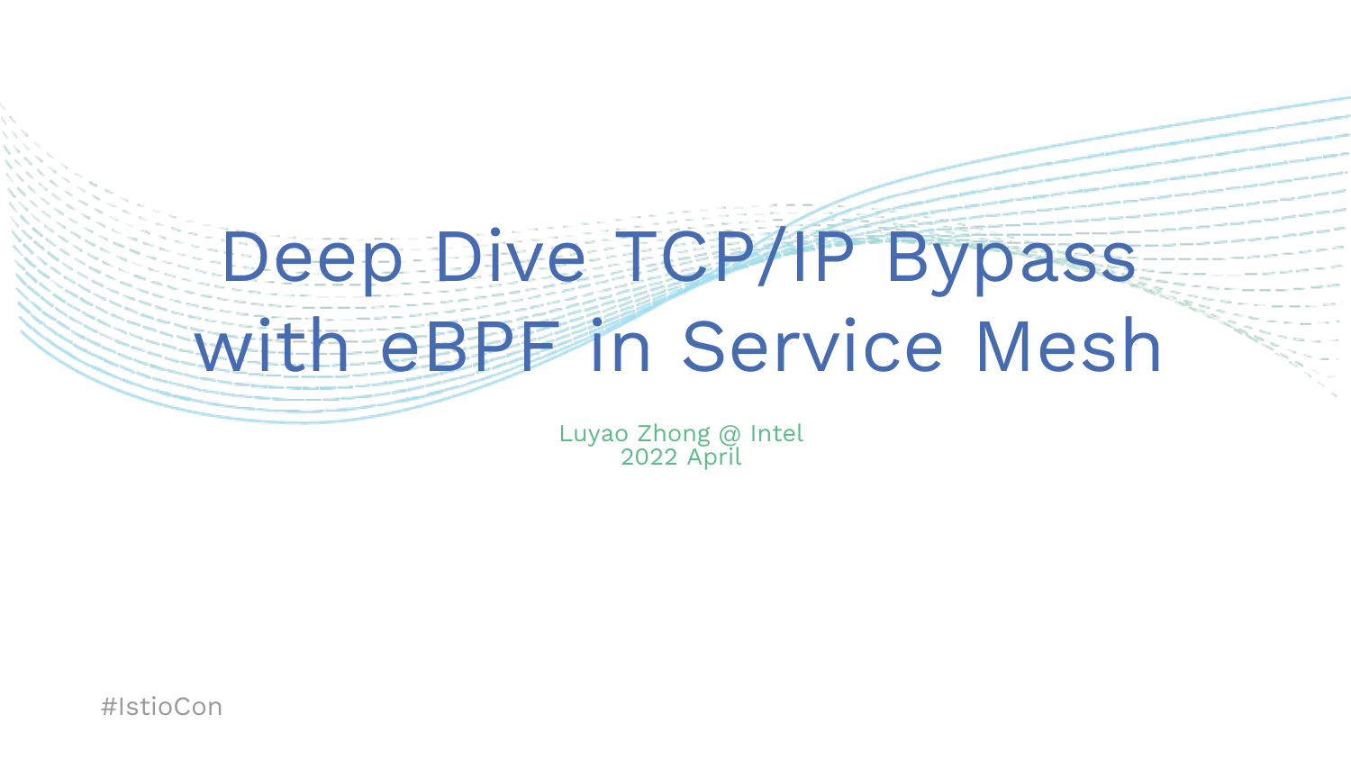# Deep Dive TCP/IP Bypass with eBPF in Service Mesh

Luyao Zhong @ Intel
2022 April

#IstioCon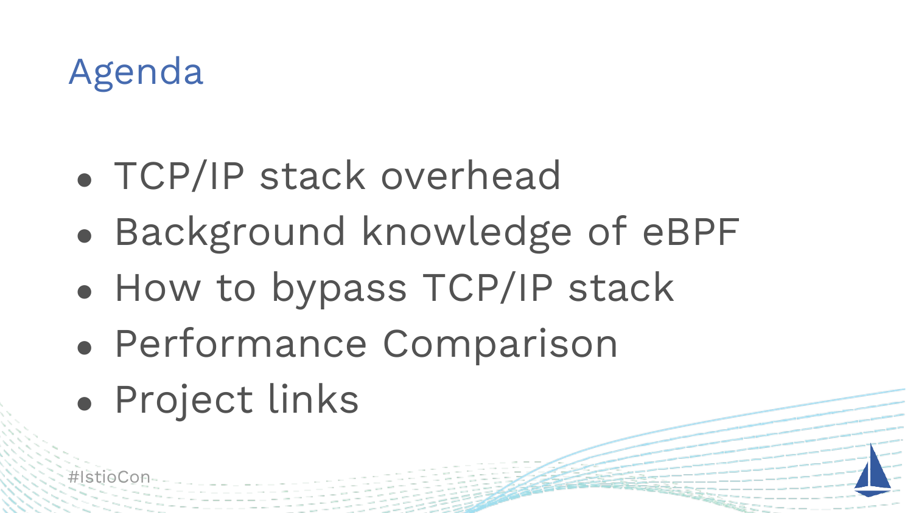# Agenda

- TCP/IP stack overhead
- Background knowledge of eBPF
- How to bypass TCP/IP stack
- Performance Comparison
- Project links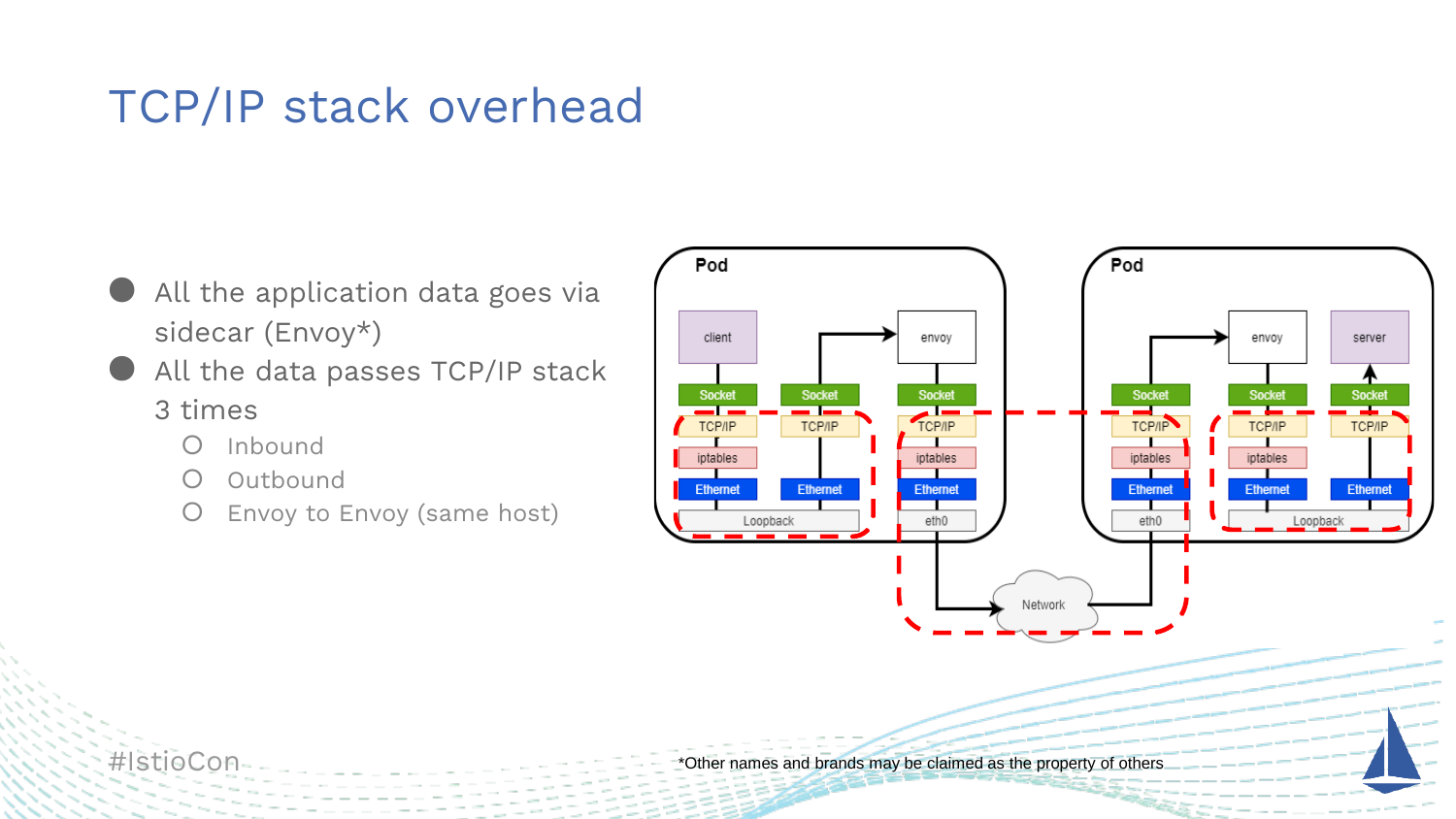# TCP/IP stack overhead

- All the application data goes via sidecar (Envoy*)
- All the data passes TCP/IP stack 3 times
  - Inbound
  - Outbound
  - Envoy to Envoy (same host)

*Other names and brands may be claimed as the property of others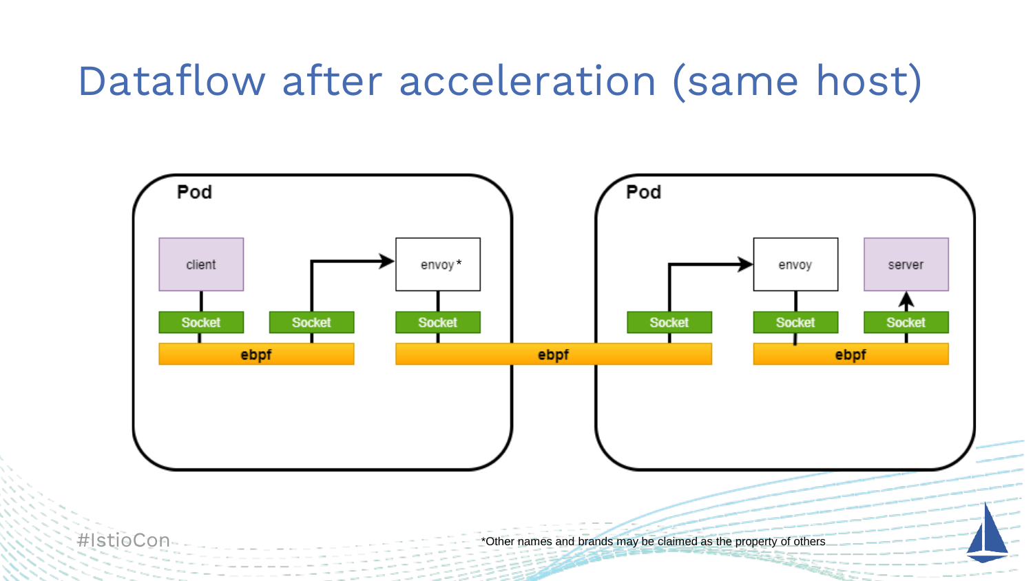# Dataflow after acceleration (same host)

Pod

client

Socket

Socket

envoy*

Socket

ebpf

ebpf

Pod

Socket

envoy

Socket

server

Socket

ebpf

#IstioCon

*Other names and brands may be claimed as the property of others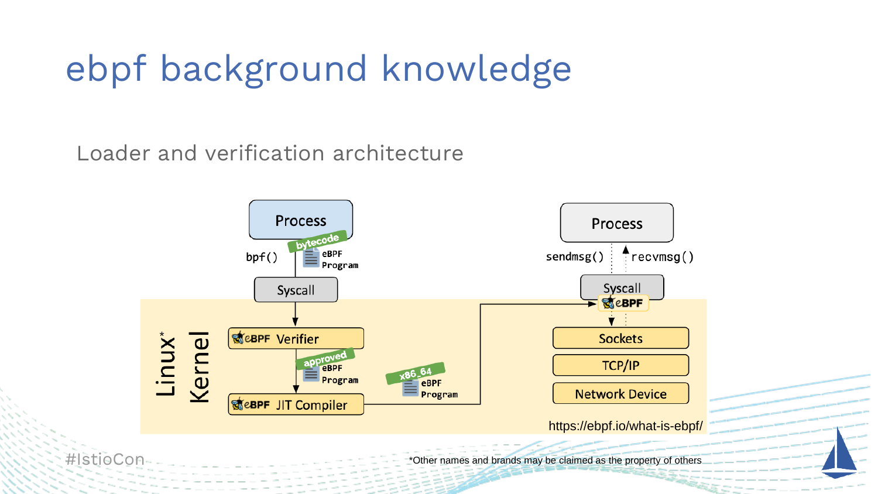# ebpf background knowledge

## Loader and verification architecture

Process

bpf()

bytecode

eBPF Program

Syscall

Linux* Kernel

eBPF Verifier

approved

eBPF Program

eBPF JIT Compiler

x86_64

eBPF Program

Process

sendmsg()

recvmsg()

Syscall

eBPF

Sockets

TCP/IP

Network Device

https://ebpf.io/what-is-ebpf/

*Other names and brands may be claimed as the property of others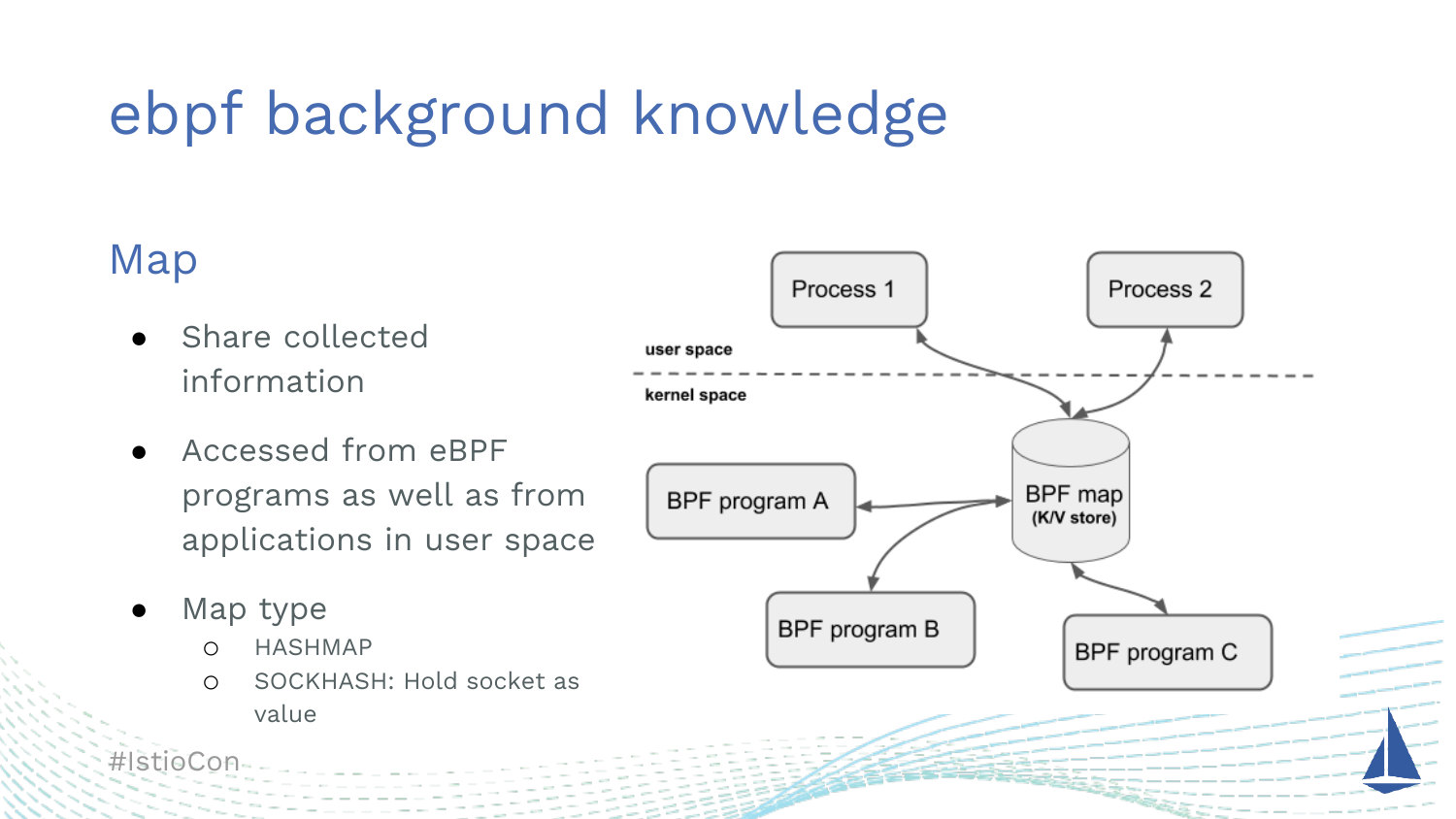# ebpf background knowledge

## Map

- Share collected information
- Accessed from eBPF programs as well as from applications in user space
- Map type
  - HASHMAP
  - SOCKHASH: Hold socket as value

Process 1

Process 2

user space

kernel space

BPF program A

BPF map (K/V store)

BPF program B

BPF program C

#IstioCon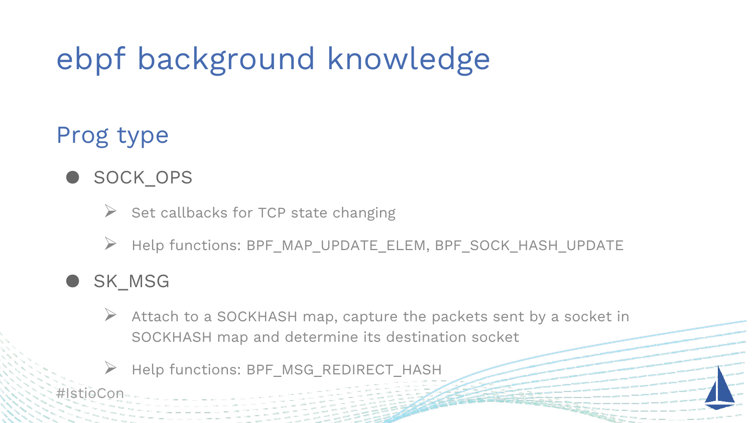# ebpf background knowledge

## Prog type

- SOCK_OPS
  - Set callbacks for TCP state changing
  - Help functions: BPF_MAP_UPDATE_ELEM, BPF_SOCK_HASH_UPDATE
- SK_MSG
  - Attach to a SOCKHASH map, capture the packets sent by a socket in SOCKHASH map and determine its destination socket
  - Help functions: BPF_MSG_REDIRECT_HASH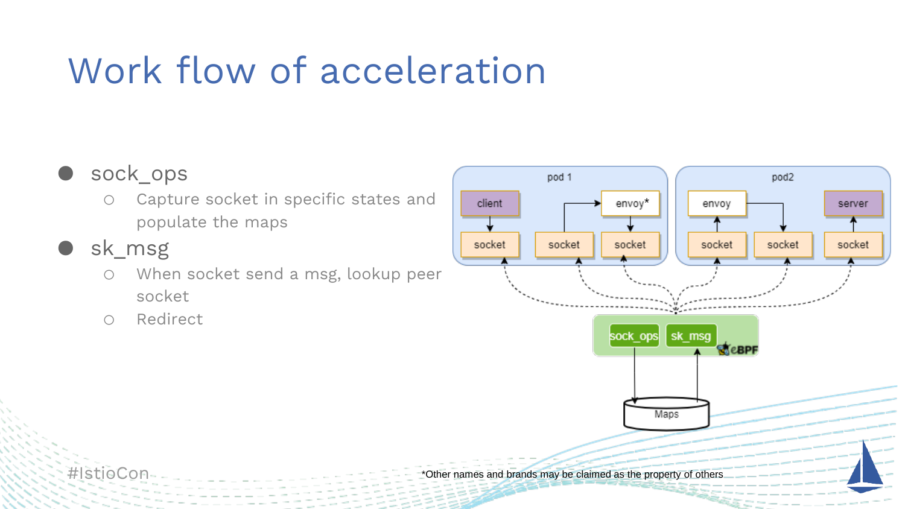# Work flow of acceleration

- sock_ops
  - Capture socket in specific states and populate the maps
- sk_msg
  - When socket send a msg, lookup peer socket
  - Redirect

*Other names and brands may be claimed as the property of others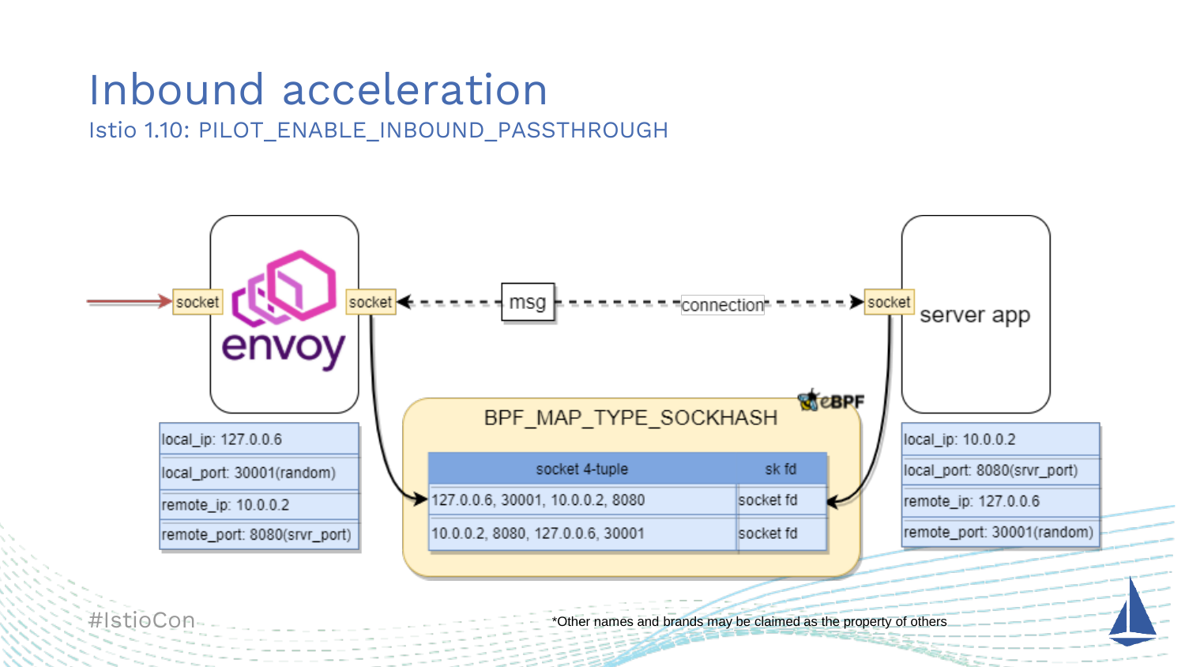# Inbound acceleration

## Istio 1.10: PILOT_ENABLE_INBOUND_PASSTHROUGH

socket — envoy — socket ◄- - - msg - - - connection - - -► socket — server app

| envoy socket |
| --- |
| local_ip: 127.0.0.6 |
| local_port: 30001(random) |
| remote_ip: 10.0.0.2 |
| remote_port: 8080(srvr_port) |

**eBPF — BPF_MAP_TYPE_SOCKHASH**

| socket 4-tuple | sk fd |
| --- | --- |
| 127.0.0.6, 30001, 10.0.0.2, 8080 | socket fd |
| 10.0.0.2, 8080, 127.0.0.6, 30001 | socket fd |

| server app socket |
| --- |
| local_ip: 10.0.0.2 |
| local_port: 8080(srvr_port) |
| remote_ip: 127.0.0.6 |
| remote_port: 30001(random) |

#IstioCon

*Other names and brands may be claimed as the property of others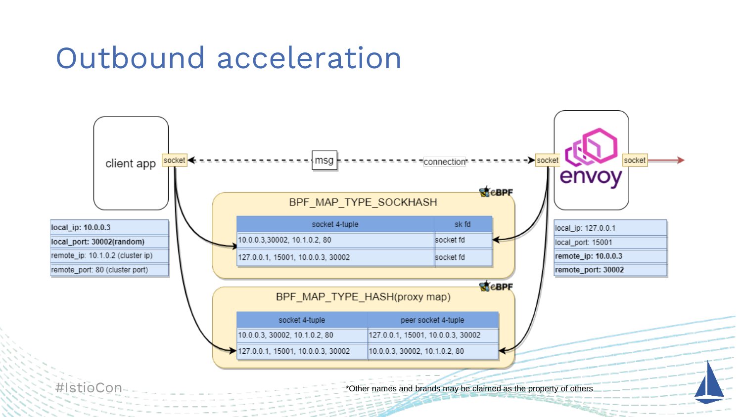# Outbound acceleration

client app — socket ◄- - - - msg - - - - connection - - - -► socket — envoy — socket ►

| local_ip: 10.0.0.3 |
|---|
| local_port: 30002(random) |
| remote_ip: 10.1.0.2 (cluster ip) |
| remote_port: 80 (cluster port) |

| local_ip: 127.0.0.1 |
|---|
| local_port: 15001 |
| remote_ip: 10.0.0.3 |
| remote_port: 30002 |

**BPF_MAP_TYPE_SOCKHASH** (eBPF)

| socket 4-tuple | sk fd |
|---|---|
| 10.0.0.3,30002, 10.1.0.2, 80 | socket fd |
| 127.0.0.1, 15001, 10.0.0.3, 30002 | socket fd |

**BPF_MAP_TYPE_HASH(proxy map)** (eBPF)

| socket 4-tuple | peer socket 4-tuple |
|---|---|
| 10.0.0.3, 30002, 10.1.0.2, 80 | 127.0.0.1, 15001, 10.0.0.3, 30002 |
| 127.0.0.1, 15001, 10.0.0.3, 30002 | 10.0.0.3, 30002, 10.1.0.2, 80 |

#IstioCon

*Other names and brands may be claimed as the property of others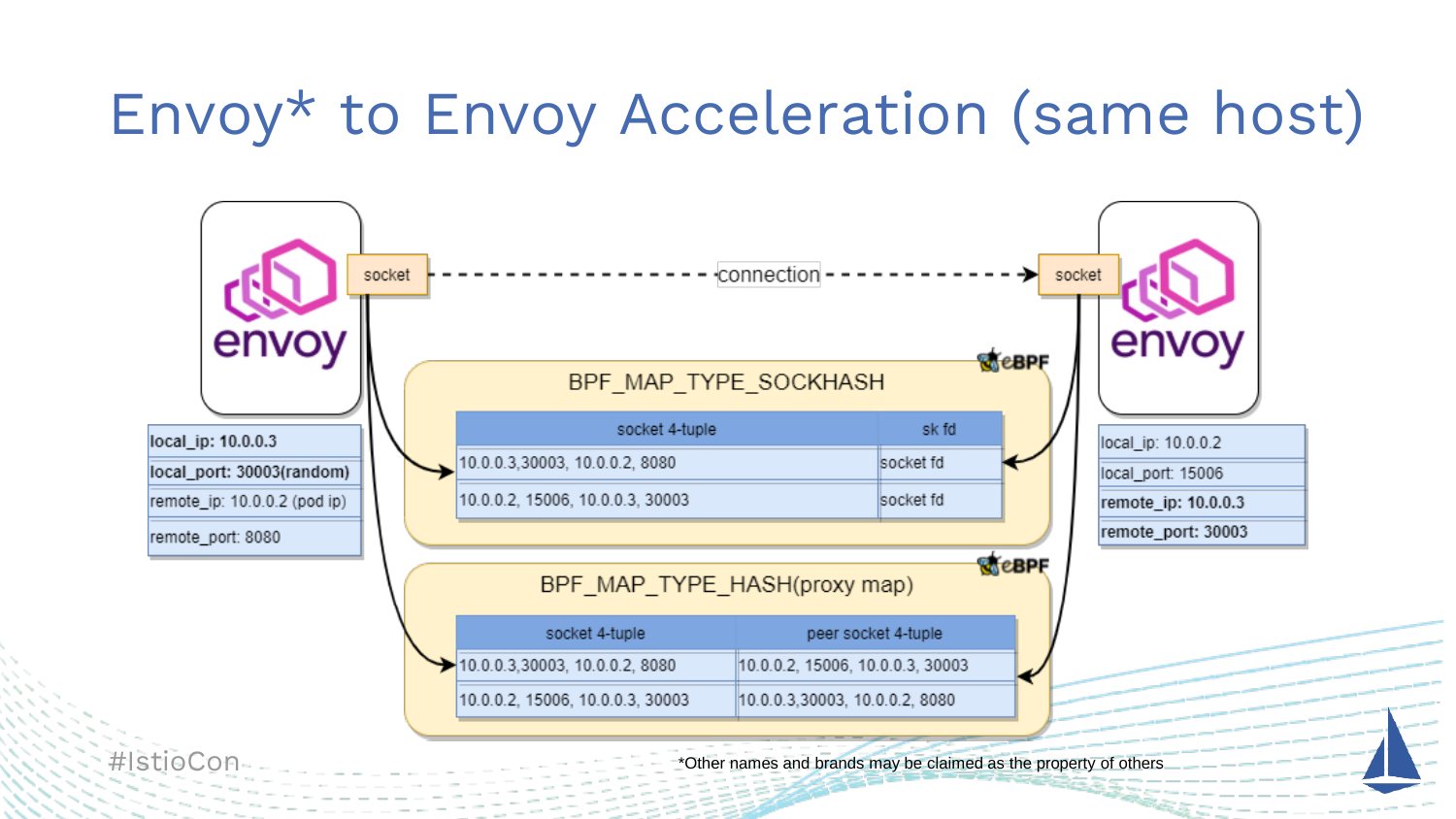# Envoy* to Envoy Acceleration (same host)

envoy

| local_ip: 10.0.0.3 |
|---|
| local_port: 30003(random) |
| remote_ip: 10.0.0.2 (pod ip) |
| remote_port: 8080 |

socket - - - - connection - - - -> socket

envoy

| local_ip: 10.0.0.2 |
|---|
| local_port: 15006 |
| remote_ip: 10.0.0.3 |
| remote_port: 30003 |

eBPF

BPF_MAP_TYPE_SOCKHASH

| socket 4-tuple | sk fd |
|---|---|
| 10.0.0.3,30003, 10.0.0.2, 8080 | socket fd |
| 10.0.0.2, 15006, 10.0.0.3, 30003 | socket fd |

eBPF

BPF_MAP_TYPE_HASH(proxy map)

| socket 4-tuple | peer socket 4-tuple |
|---|---|
| 10.0.0.3,30003, 10.0.0.2, 8080 | 10.0.0.2, 15006, 10.0.0.3, 30003 |
| 10.0.0.2, 15006, 10.0.0.3, 30003 | 10.0.0.3,30003, 10.0.0.2, 8080 |

#IstioCon

*Other names and brands may be claimed as the property of others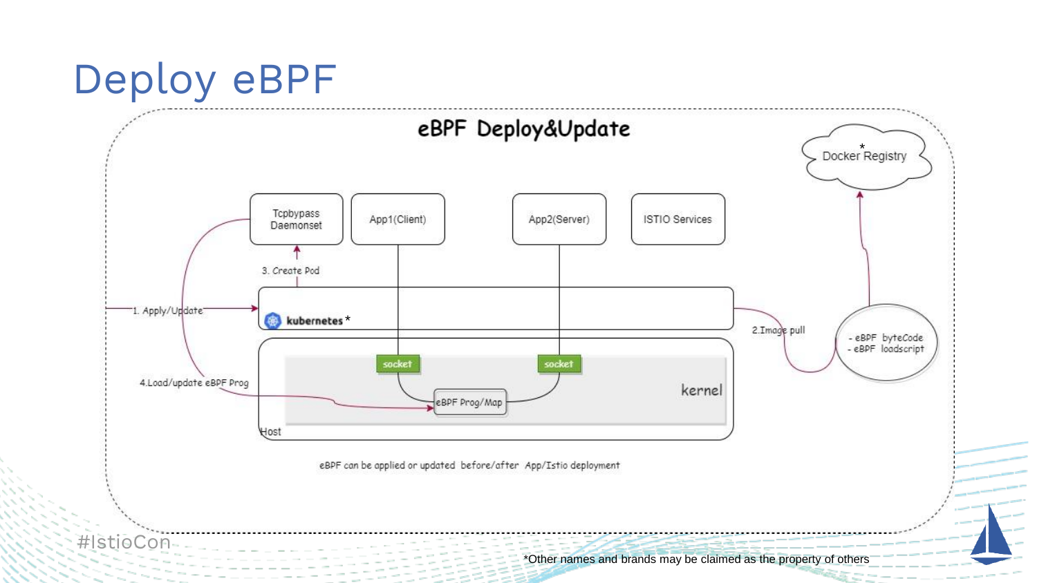# Deploy eBPF

## eBPF Deploy&Update

Docker Registry*

Tcpbypass Daemonset

App1(Client)

App2(Server)

ISTIO Services

1. Apply/Update

2. Image pull

3. Create Pod

4. Load/update eBPF Prog

kubernetes*

- eBPF byteCode
- eBPF loadscript

socket

socket

eBPF Prog/Map

kernel

Host

eBPF can be applied or updated before/after App/Istio deployment

*Other names and brands may be claimed as the property of others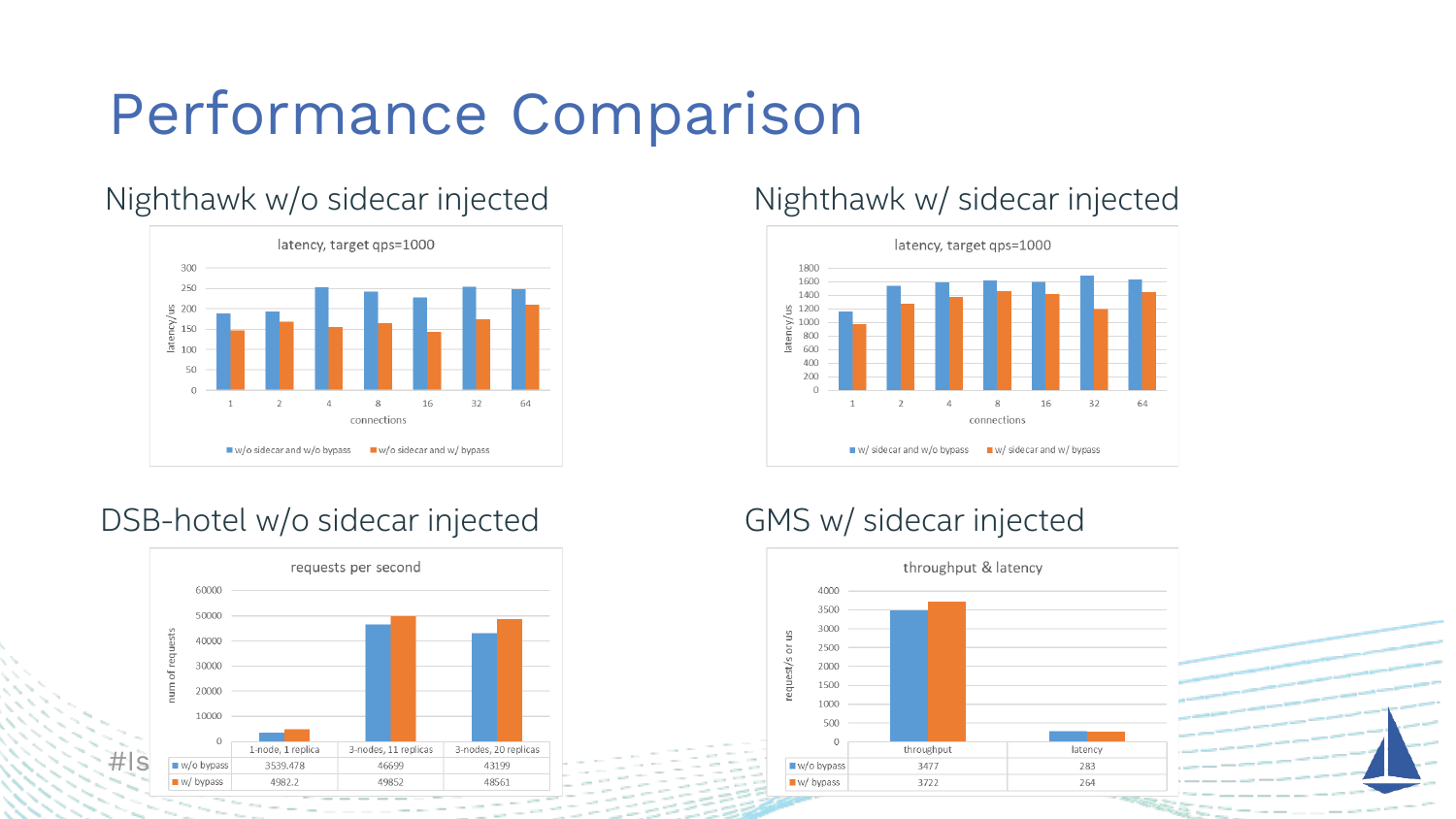# Performance Comparison

## Nighthawk w/o sidecar injected

latency, target qps=1000

## Nighthawk w/ sidecar injected

latency, target qps=1000

## DSB-hotel w/o sidecar injected

requests per second

| | 1-node, 1 replica | 3-nodes, 11 replicas | 3-nodes, 20 replicas |
|---|---|---|---|
| w/o bypass | 3539.478 | 46699 | 43199 |
| w/ bypass | 4982.2 | 49852 | 48561 |

## GMS w/ sidecar injected

throughput & latency

| | throughput | latency |
|---|---|---|
| w/o bypass | 3477 | 283 |
| w/ bypass | 3722 | 264 |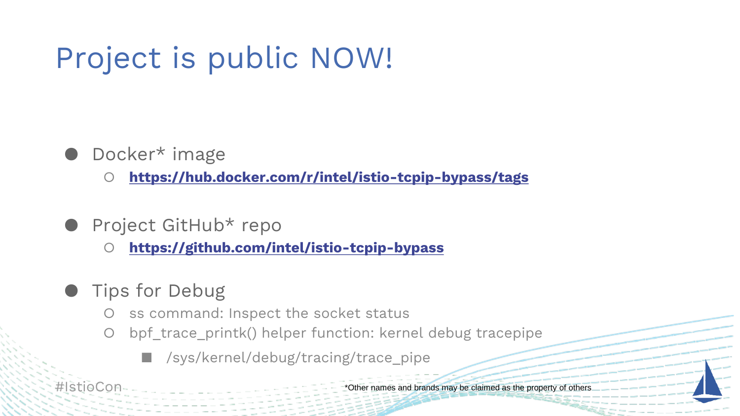# Project is public NOW!

- Docker* image
  - **https://hub.docker.com/r/intel/istio-tcpip-bypass/tags**
- Project GitHub* repo
  - **https://github.com/intel/istio-tcpip-bypass**
- Tips for Debug
  - ss command: Inspect the socket status
  - bpf_trace_printk() helper function: kernel debug tracepipe
    - /sys/kernel/debug/tracing/trace_pipe

*Other names and brands may be claimed as the property of others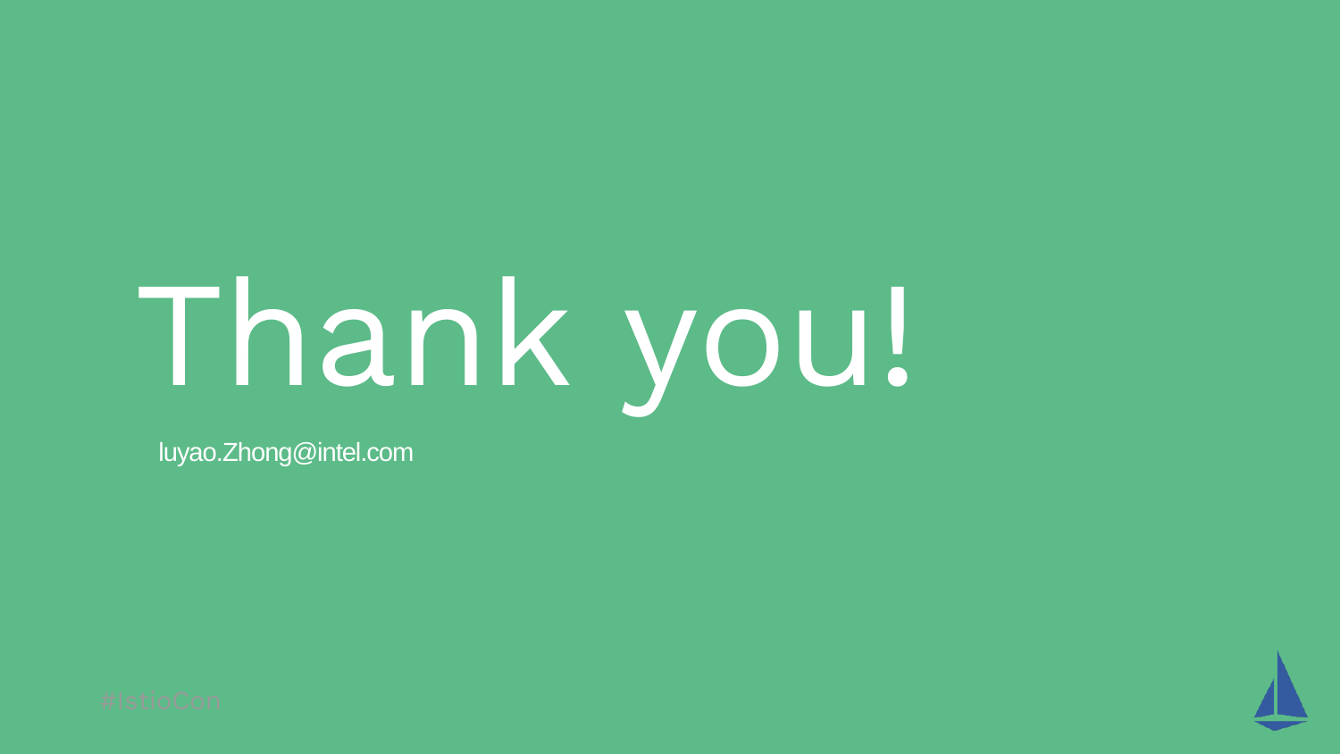# Thank you!

luyao.Zhong@intel.com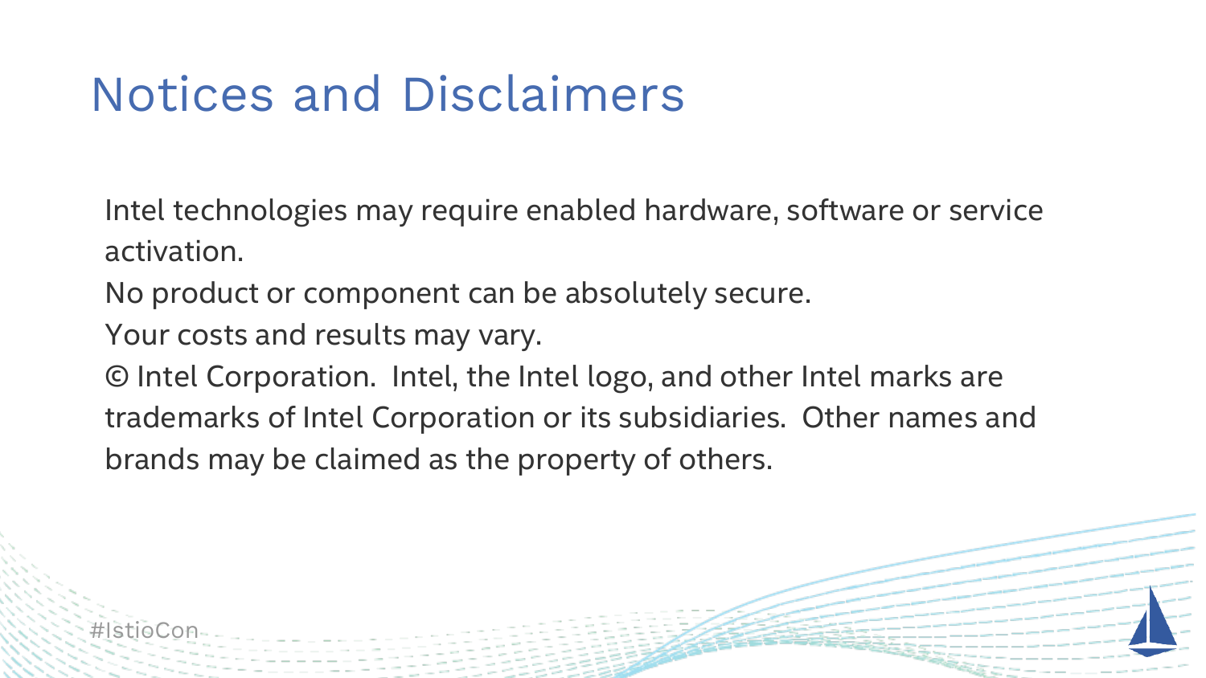# Notices and Disclaimers

Intel technologies may require enabled hardware, software or service activation.

No product or component can be absolutely secure.

Your costs and results may vary.

© Intel Corporation. Intel, the Intel logo, and other Intel marks are trademarks of Intel Corporation or its subsidiaries. Other names and brands may be claimed as the property of others.

#IstioCon